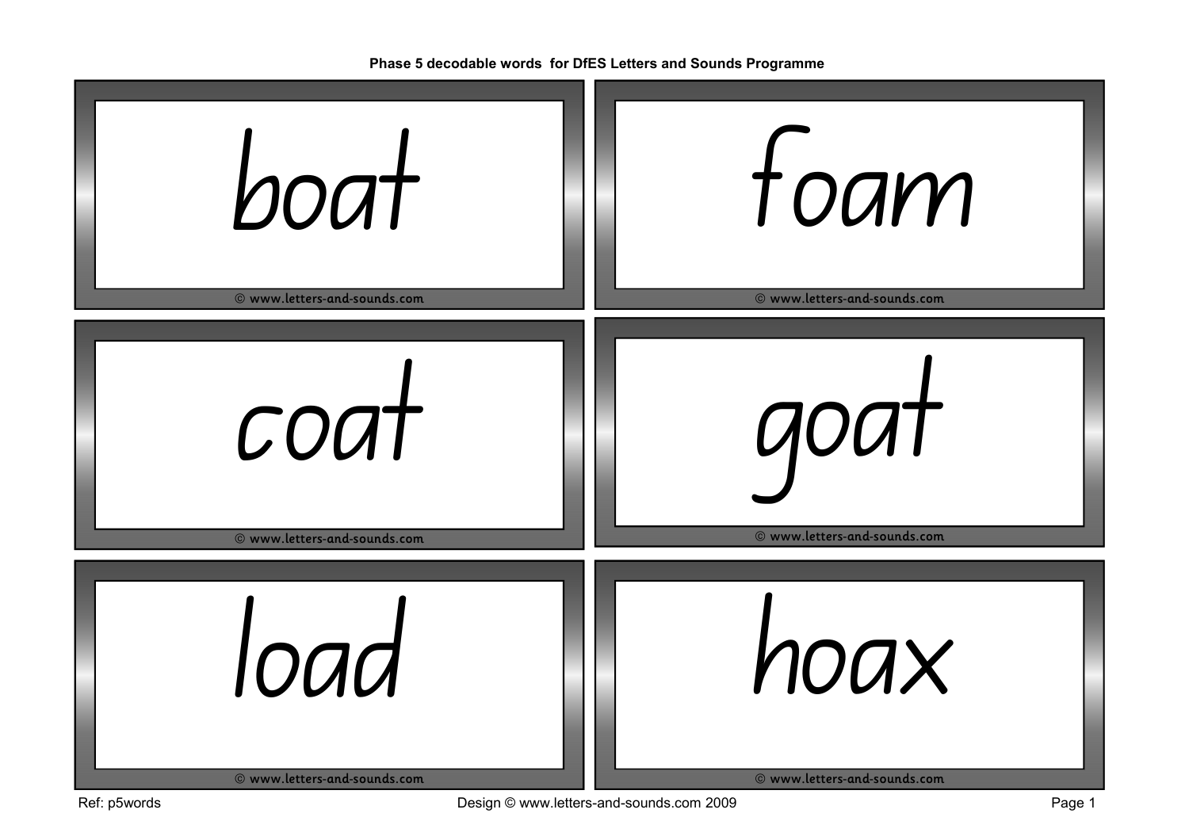Phase 5 decodable words for DfES Letters and Sounds Programme

| | |
|---|---|
| boat | foam |
| coat | goat |
| load | hoax |

© www.letters-and-sounds.com

Ref: p5words

Design © www.letters-and-sounds.com 2009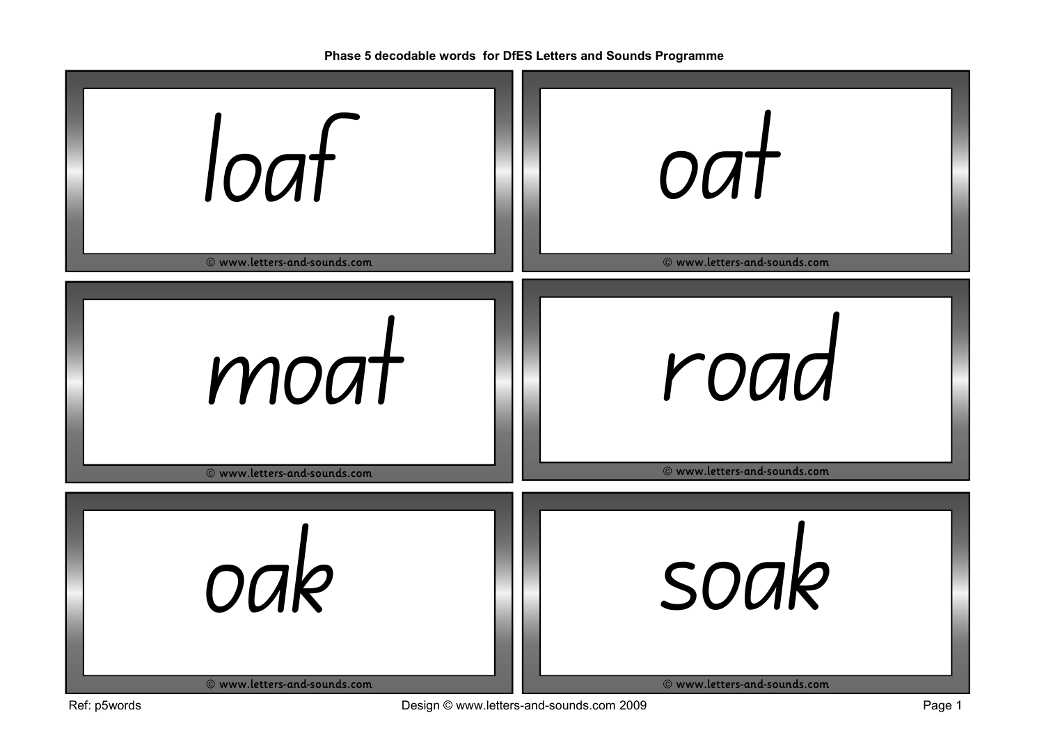Phase 5 decodable words for DfES Letters and Sounds Programme

loaf

© www.letters-and-sounds.com

oat

© www.letters-and-sounds.com

moat

© www.letters-and-sounds.com

road

© www.letters-and-sounds.com

oak

© www.letters-and-sounds.com

soak

© www.letters-and-sounds.com

Ref: p5words

Design © www.letters-and-sounds.com 2009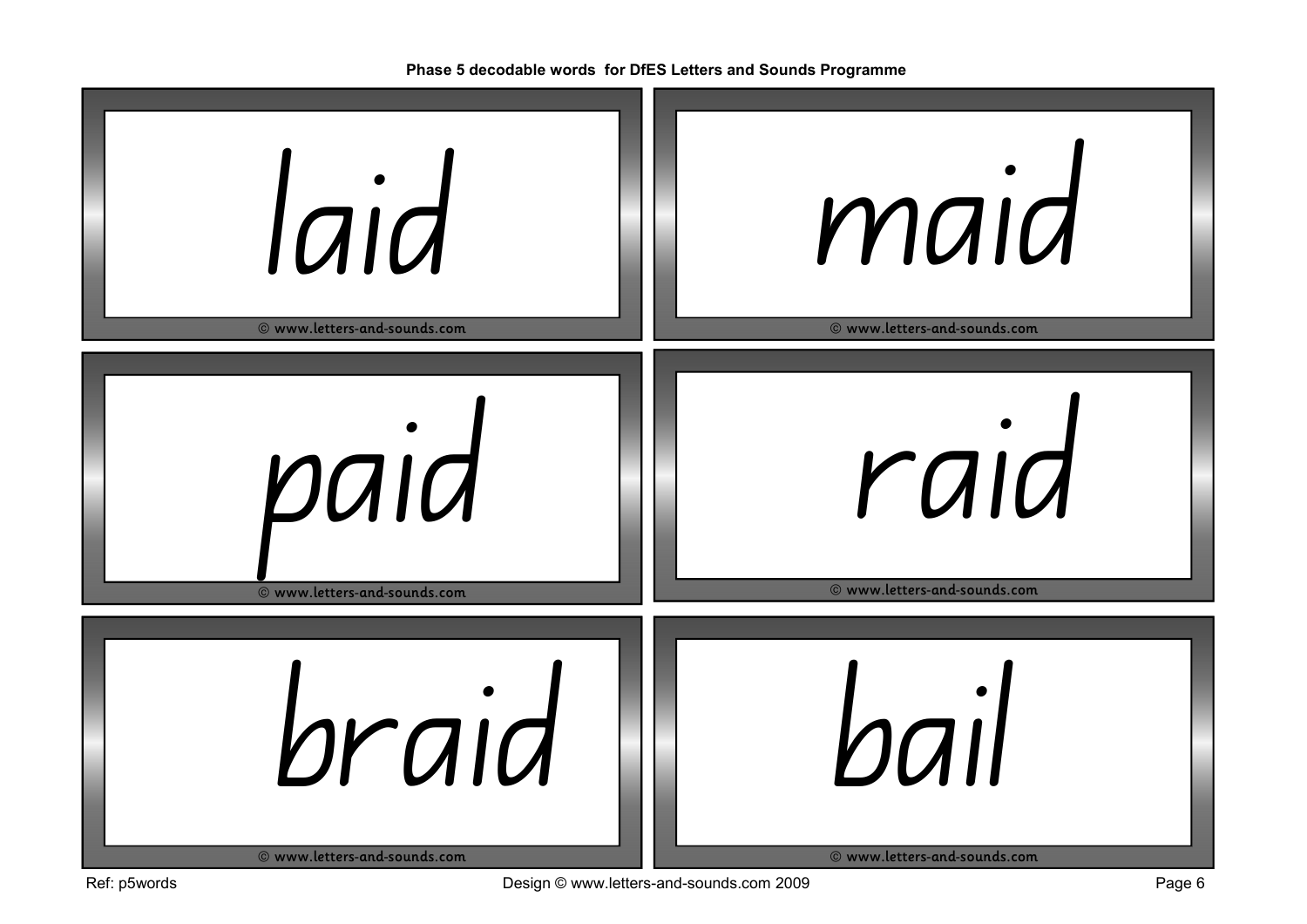**Phase 5 decodable words for DfES Letters and Sounds Programme**

laid

© www.letters-and-sounds.com

maid

© www.letters-and-sounds.com

paid

© www.letters-and-sounds.com

raid

© www.letters-and-sounds.com

braid

© www.letters-and-sounds.com

bail

© www.letters-and-sounds.com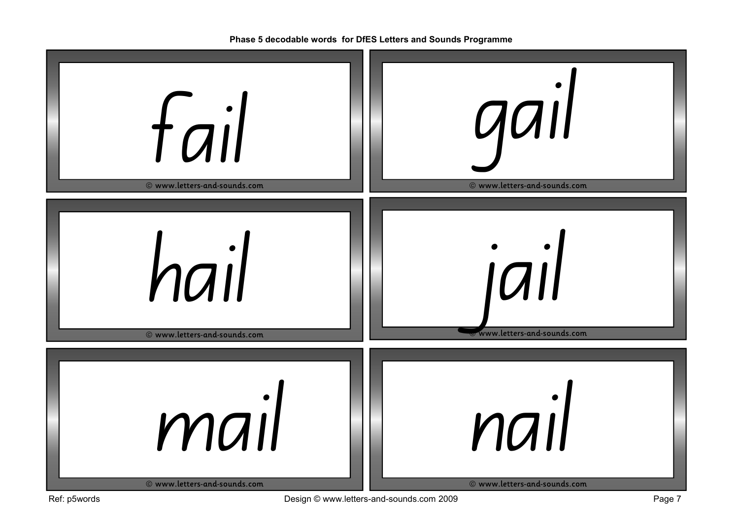**Phase 5 decodable words for DfES Letters and Sounds Programme**

fail

© www.letters-and-sounds.com

gail

© www.letters-and-sounds.com

hail

© www.letters-and-sounds.com

jail

© www.letters-and-sounds.com

mail

© www.letters-and-sounds.com

nail

© www.letters-and-sounds.com

Ref: p5words

Design © www.letters-and-sounds.com 2009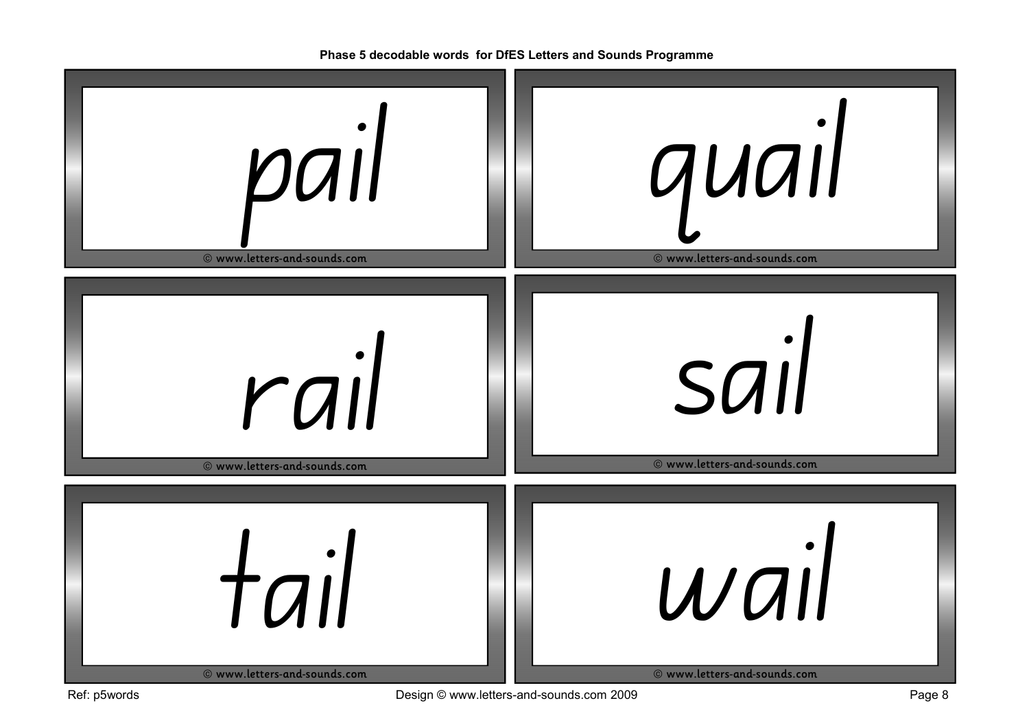**Phase 5 decodable words for DfES Letters and Sounds Programme**

pail

© www.letters-and-sounds.com

quail

© www.letters-and-sounds.com

rail

© www.letters-and-sounds.com

sail

© www.letters-and-sounds.com

tail

© www.letters-and-sounds.com

wail

© www.letters-and-sounds.com

Ref: p5words

Design © www.letters-and-sounds.com 2009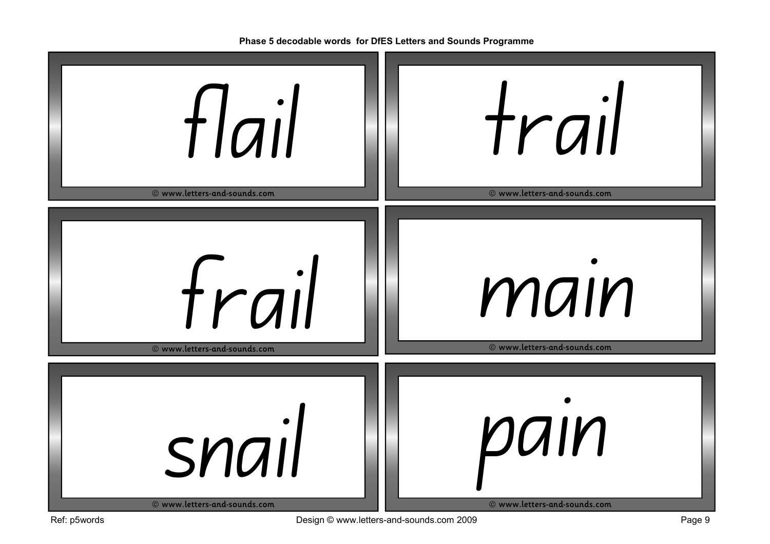**Phase 5 decodable words for DfES Letters and Sounds Programme**

| | |
|---|---|
| flail | trail |
| frail | main |
| snail | pain |

© www.letters-and-sounds.com

Ref: p5words

Design © www.letters-and-sounds.com 2009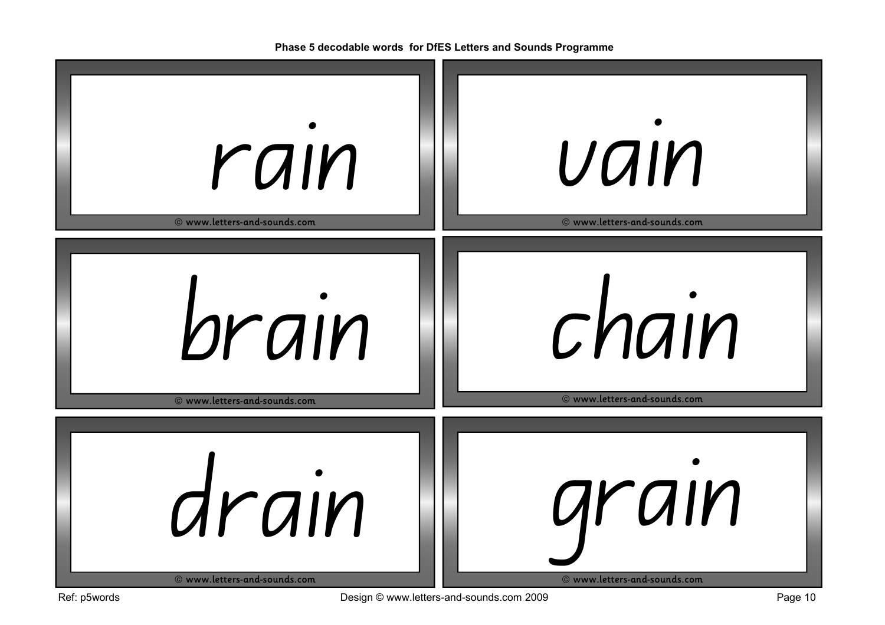rain

© www.letters-and-sounds.com

vain

© www.letters-and-sounds.com

brain

© www.letters-and-sounds.com

chain

© www.letters-and-sounds.com

drain

© www.letters-and-sounds.com

grain

© www.letters-and-sounds.com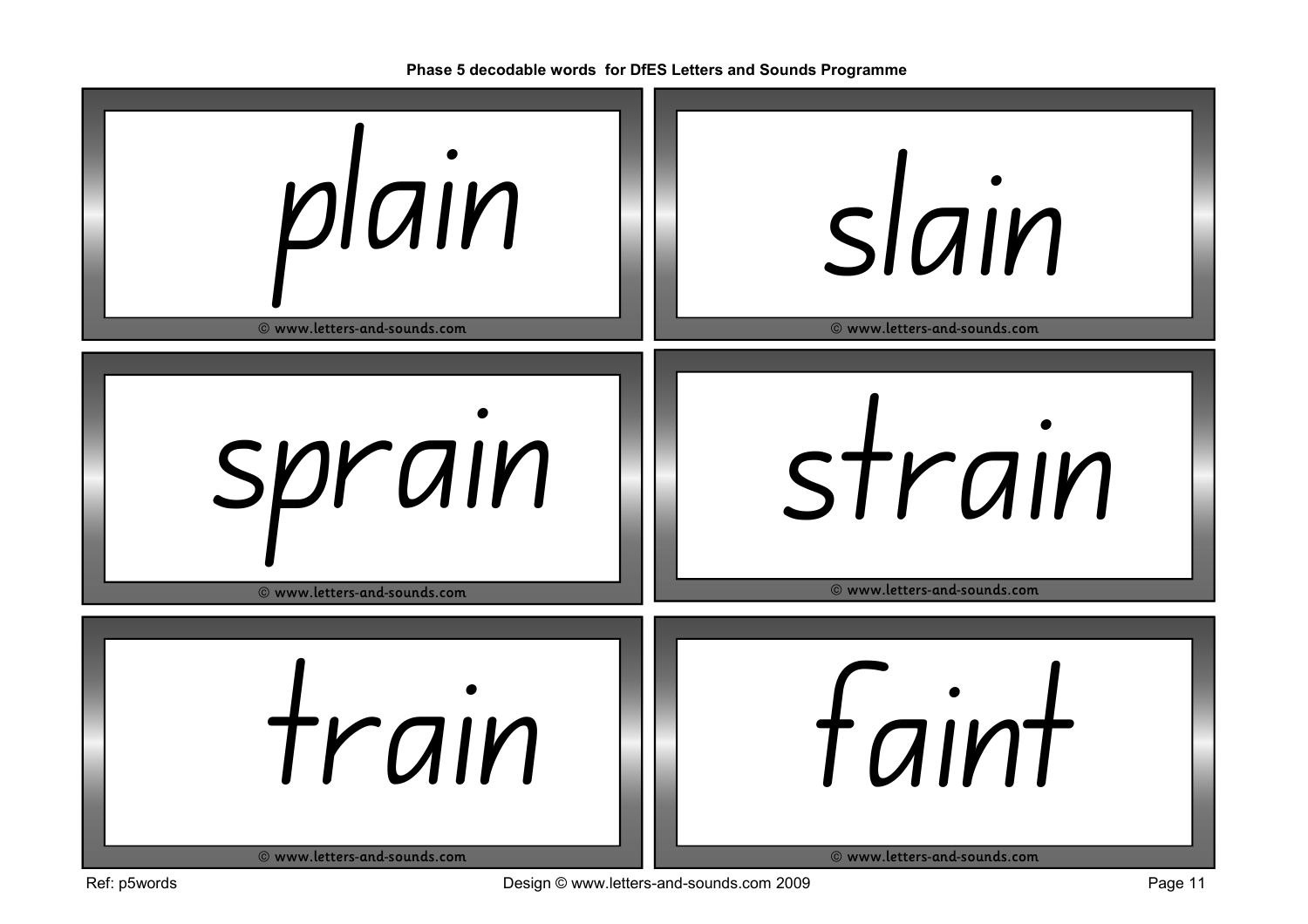plain

slain

sprain

strain

train

faint